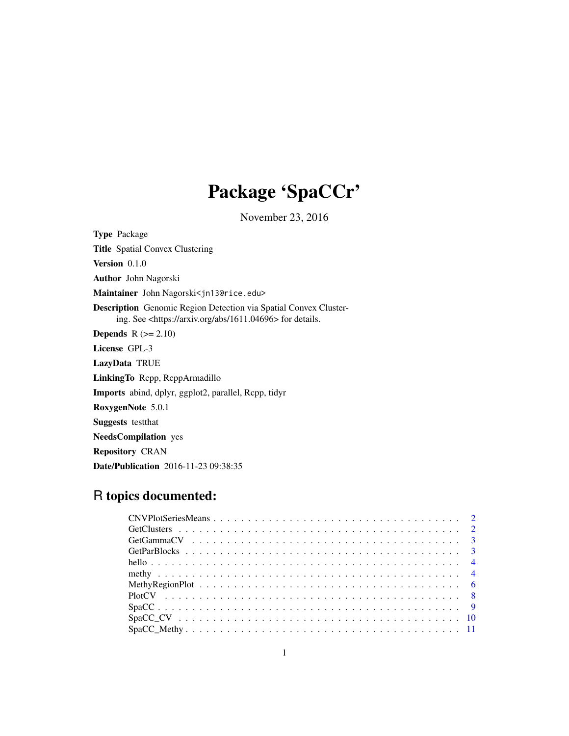# Package 'SpaCCr'

November 23, 2016

**Type** Package

**Title** Spatial Convex Clustering

**Version** 0.1.0

**Author** John Nagorski

**Maintainer** John Nagorski<jn13@rice.edu>

**Description** Genomic Region Detection via Spatial Convex Clustering. See <https://arxiv.org/abs/1611.04696> for details.

**Depends** R (>= 2.10)

**License** GPL-3

**LazyData** TRUE

**LinkingTo** Rcpp, RcppArmadillo

**Imports** abind, dplyr, ggplot2, parallel, Rcpp, tidyr

**RoxygenNote** 5.0.1

**Suggests** testthat

**NeedsCompilation** yes

**Repository** CRAN

**Date/Publication** 2016-11-23 09:38:35

## R topics documented:

CNVPlotSeriesMeans . . . . . . . . . . . . . . . . . . . . . . . . . . . . . . . . . . 2
GetClusters . . . . . . . . . . . . . . . . . . . . . . . . . . . . . . . . . . . . . . 2
GetGammaCV . . . . . . . . . . . . . . . . . . . . . . . . . . . . . . . . . . . . . . 3
GetParBlocks . . . . . . . . . . . . . . . . . . . . . . . . . . . . . . . . . . . . . 3
hello . . . . . . . . . . . . . . . . . . . . . . . . . . . . . . . . . . . . . . . . . 4
methy . . . . . . . . . . . . . . . . . . . . . . . . . . . . . . . . . . . . . . . . . 4
MethyRegionPlot . . . . . . . . . . . . . . . . . . . . . . . . . . . . . . . . . . . 6
PlotCV . . . . . . . . . . . . . . . . . . . . . . . . . . . . . . . . . . . . . . . . 8
SpaCC . . . . . . . . . . . . . . . . . . . . . . . . . . . . . . . . . . . . . . . . . 9
SpaCC_CV . . . . . . . . . . . . . . . . . . . . . . . . . . . . . . . . . . . . . . . 10
SpaCC_Methy . . . . . . . . . . . . . . . . . . . . . . . . . . . . . . . . . . . . . 11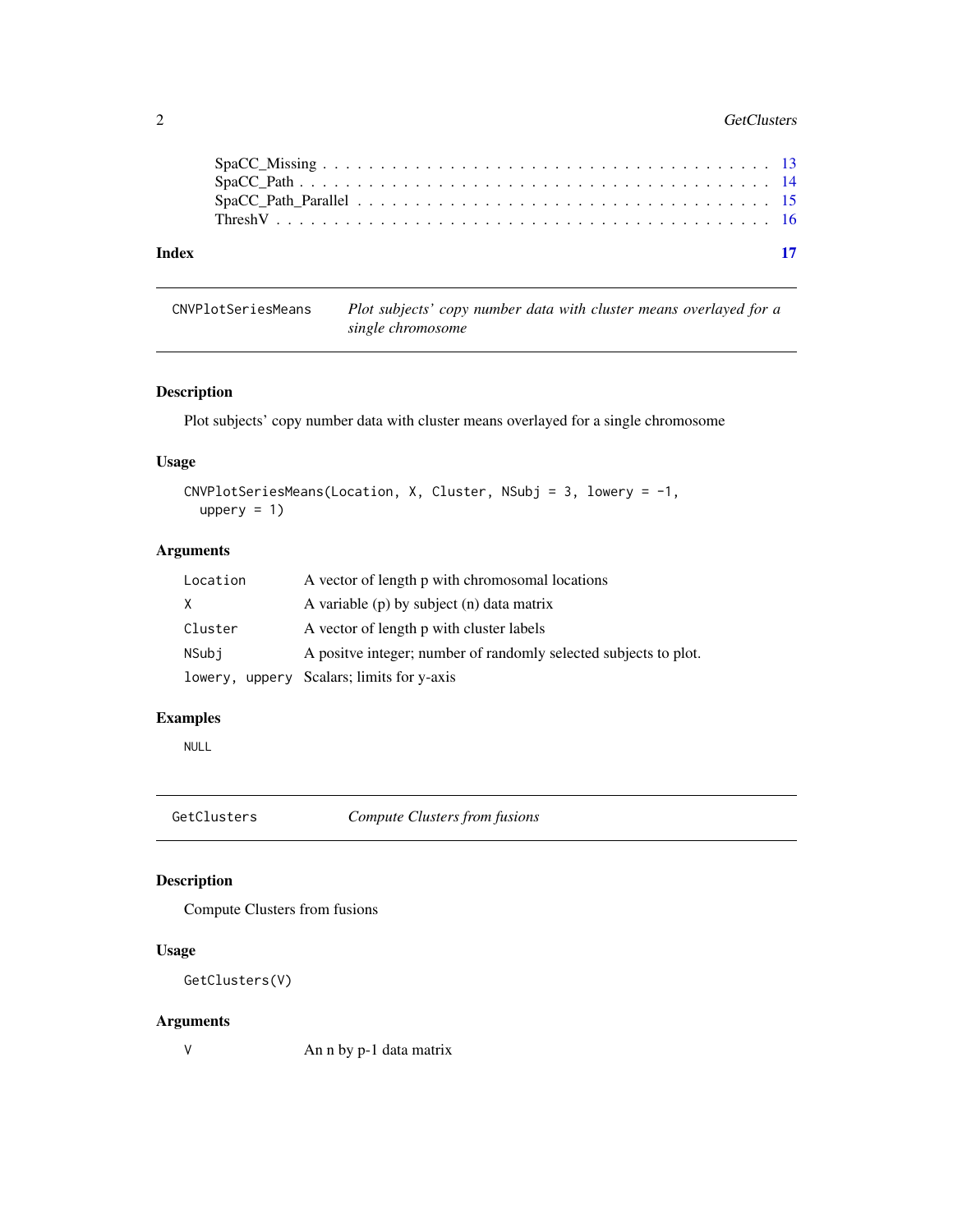SpaCC_Missing . . . . . . . . . . . . . . . . . . . . . . . . . . . . . . . . . . . 13
SpaCC_Path . . . . . . . . . . . . . . . . . . . . . . . . . . . . . . . . . . . . 14
SpaCC_Path_Parallel . . . . . . . . . . . . . . . . . . . . . . . . . . . . . . . . 15
ThreshV . . . . . . . . . . . . . . . . . . . . . . . . . . . . . . . . . . . . . . 16

**Index** **17**

---

`CNVPlotSeriesMeans` *Plot subjects' copy number data with cluster means overlayed for a single chromosome*

---

### Description

Plot subjects' copy number data with cluster means overlayed for a single chromosome

### Usage

```
CNVPlotSeriesMeans(Location, X, Cluster, NSubj = 3, lowery = -1,
  uppery = 1)
```

### Arguments

| | |
|---|---|
| `Location` | A vector of length p with chromosomal locations |
| `X` | A variable (p) by subject (n) data matrix |
| `Cluster` | A vector of length p with cluster labels |
| `NSubj` | A positve integer; number of randomly selected subjects to plot. |
| `lowery, uppery` | Scalars; limits for y-axis |

### Examples

```
NULL
```

---

`GetClusters` *Compute Clusters from fusions*

---

### Description

Compute Clusters from fusions

### Usage

```
GetClusters(V)
```

### Arguments

| | |
|---|---|
| `V` | An n by p-1 data matrix |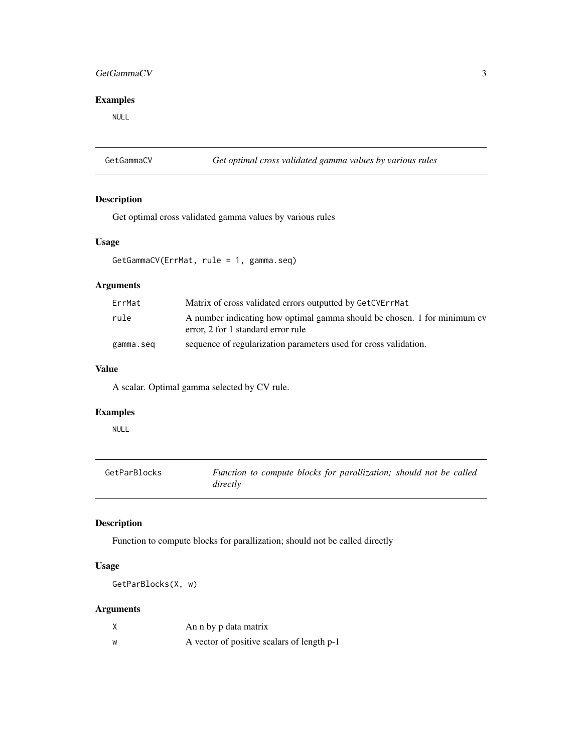## Examples

```
NULL
```

---

# GetGammaCV — *Get optimal cross validated gamma values by various rules*

## Description

Get optimal cross validated gamma values by various rules

## Usage

```
GetGammaCV(ErrMat, rule = 1, gamma.seq)
```

## Arguments

| | |
|---|---|
| `ErrMat` | Matrix of cross validated errors outputted by `GetCVErrMat` |
| `rule` | A number indicating how optimal gamma should be chosen. 1 for minimum cv error, 2 for 1 standard error rule |
| `gamma.seq` | sequence of regularization parameters used for cross validation. |

## Value

A scalar. Optimal gamma selected by CV rule.

## Examples

```
NULL
```

---

# GetParBlocks — *Function to compute blocks for parallization; should not be called directly*

## Description

Function to compute blocks for parallization; should not be called directly

## Usage

```
GetParBlocks(X, w)
```

## Arguments

| | |
|---|---|
| `X` | An n by p data matrix |
| `w` | A vector of positive scalars of length p-1 |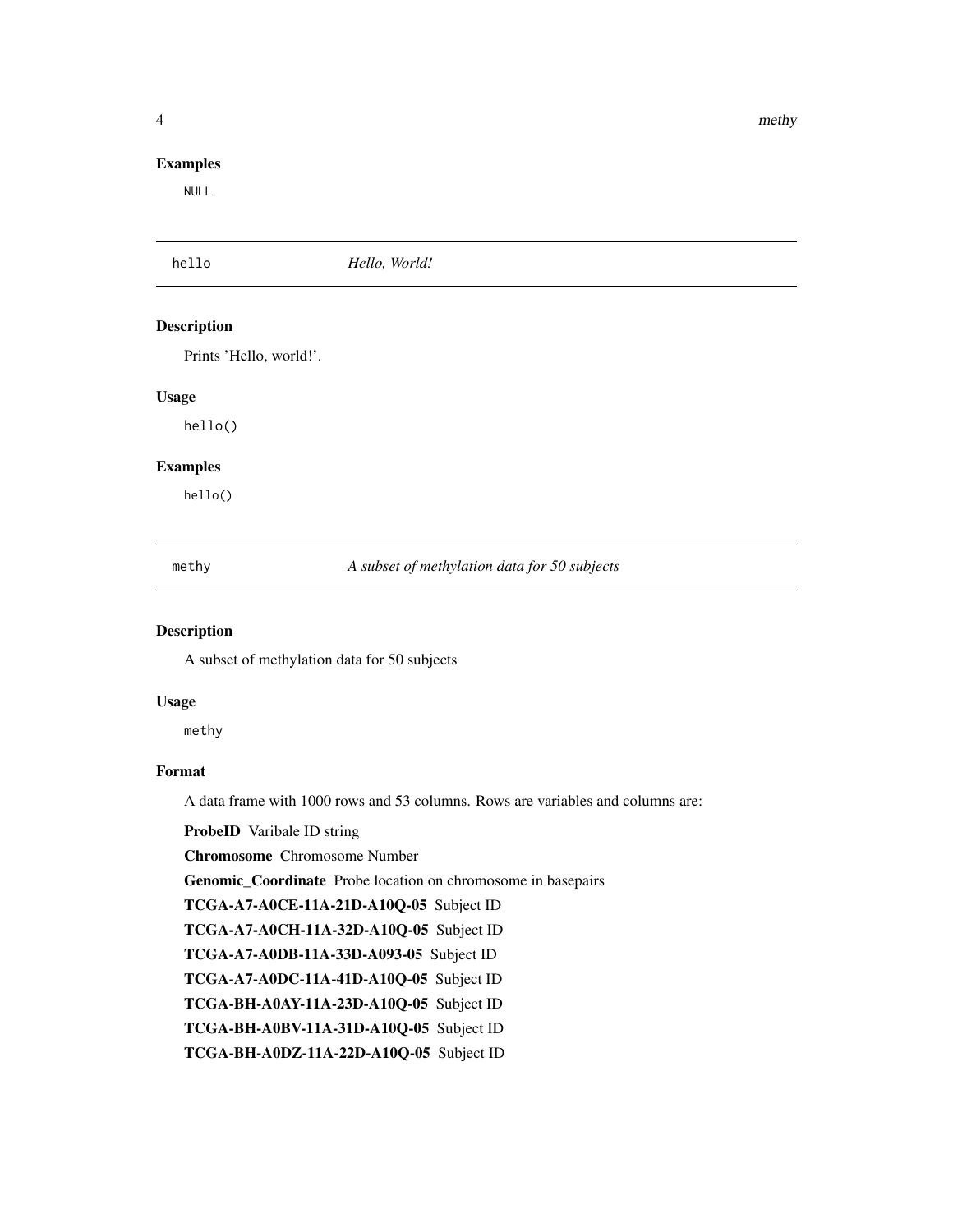## Examples

```
NULL
```

---

## hello — *Hello, World!*

### Description

Prints 'Hello, world!'.

### Usage

```
hello()
```

### Examples

```
hello()
```

---

## methy — *A subset of methylation data for 50 subjects*

### Description

A subset of methylation data for 50 subjects

### Usage

```
methy
```

### Format

A data frame with 1000 rows and 53 columns. Rows are variables and columns are:

**ProbeID** Varibale ID string

**Chromosome** Chromosome Number

**Genomic_Coordinate** Probe location on chromosome in basepairs

**TCGA-A7-A0CE-11A-21D-A10Q-05** Subject ID

**TCGA-A7-A0CH-11A-32D-A10Q-05** Subject ID

**TCGA-A7-A0DB-11A-33D-A093-05** Subject ID

**TCGA-A7-A0DC-11A-41D-A10Q-05** Subject ID

**TCGA-BH-A0AY-11A-23D-A10Q-05** Subject ID

**TCGA-BH-A0BV-11A-31D-A10Q-05** Subject ID

**TCGA-BH-A0DZ-11A-22D-A10Q-05** Subject ID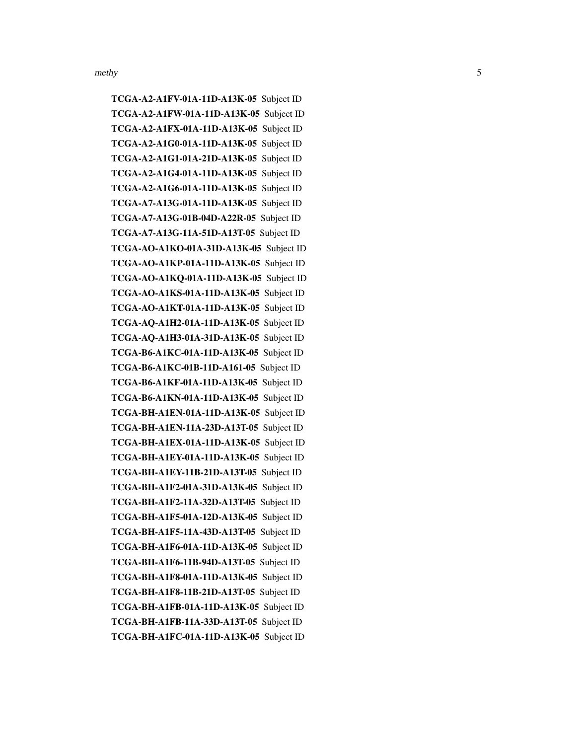**TCGA-A2-A1FV-01A-11D-A13K-05** Subject ID
**TCGA-A2-A1FW-01A-11D-A13K-05** Subject ID
**TCGA-A2-A1FX-01A-11D-A13K-05** Subject ID
**TCGA-A2-A1G0-01A-11D-A13K-05** Subject ID
**TCGA-A2-A1G1-01A-21D-A13K-05** Subject ID
**TCGA-A2-A1G4-01A-11D-A13K-05** Subject ID
**TCGA-A2-A1G6-01A-11D-A13K-05** Subject ID
**TCGA-A7-A13G-01A-11D-A13K-05** Subject ID
**TCGA-A7-A13G-01B-04D-A22R-05** Subject ID
**TCGA-A7-A13G-11A-51D-A13T-05** Subject ID
**TCGA-AO-A1KO-01A-31D-A13K-05** Subject ID
**TCGA-AO-A1KP-01A-11D-A13K-05** Subject ID
**TCGA-AO-A1KQ-01A-11D-A13K-05** Subject ID
**TCGA-AO-A1KS-01A-11D-A13K-05** Subject ID
**TCGA-AO-A1KT-01A-11D-A13K-05** Subject ID
**TCGA-AQ-A1H2-01A-11D-A13K-05** Subject ID
**TCGA-AQ-A1H3-01A-31D-A13K-05** Subject ID
**TCGA-B6-A1KC-01A-11D-A13K-05** Subject ID
**TCGA-B6-A1KC-01B-11D-A161-05** Subject ID
**TCGA-B6-A1KF-01A-11D-A13K-05** Subject ID
**TCGA-B6-A1KN-01A-11D-A13K-05** Subject ID
**TCGA-BH-A1EN-01A-11D-A13K-05** Subject ID
**TCGA-BH-A1EN-11A-23D-A13T-05** Subject ID
**TCGA-BH-A1EX-01A-11D-A13K-05** Subject ID
**TCGA-BH-A1EY-01A-11D-A13K-05** Subject ID
**TCGA-BH-A1EY-11B-21D-A13T-05** Subject ID
**TCGA-BH-A1F2-01A-31D-A13K-05** Subject ID
**TCGA-BH-A1F2-11A-32D-A13T-05** Subject ID
**TCGA-BH-A1F5-01A-12D-A13K-05** Subject ID
**TCGA-BH-A1F5-11A-43D-A13T-05** Subject ID
**TCGA-BH-A1F6-01A-11D-A13K-05** Subject ID
**TCGA-BH-A1F6-11B-94D-A13T-05** Subject ID
**TCGA-BH-A1F8-01A-11D-A13K-05** Subject ID
**TCGA-BH-A1F8-11B-21D-A13T-05** Subject ID
**TCGA-BH-A1FB-01A-11D-A13K-05** Subject ID
**TCGA-BH-A1FB-11A-33D-A13T-05** Subject ID
**TCGA-BH-A1FC-01A-11D-A13K-05** Subject ID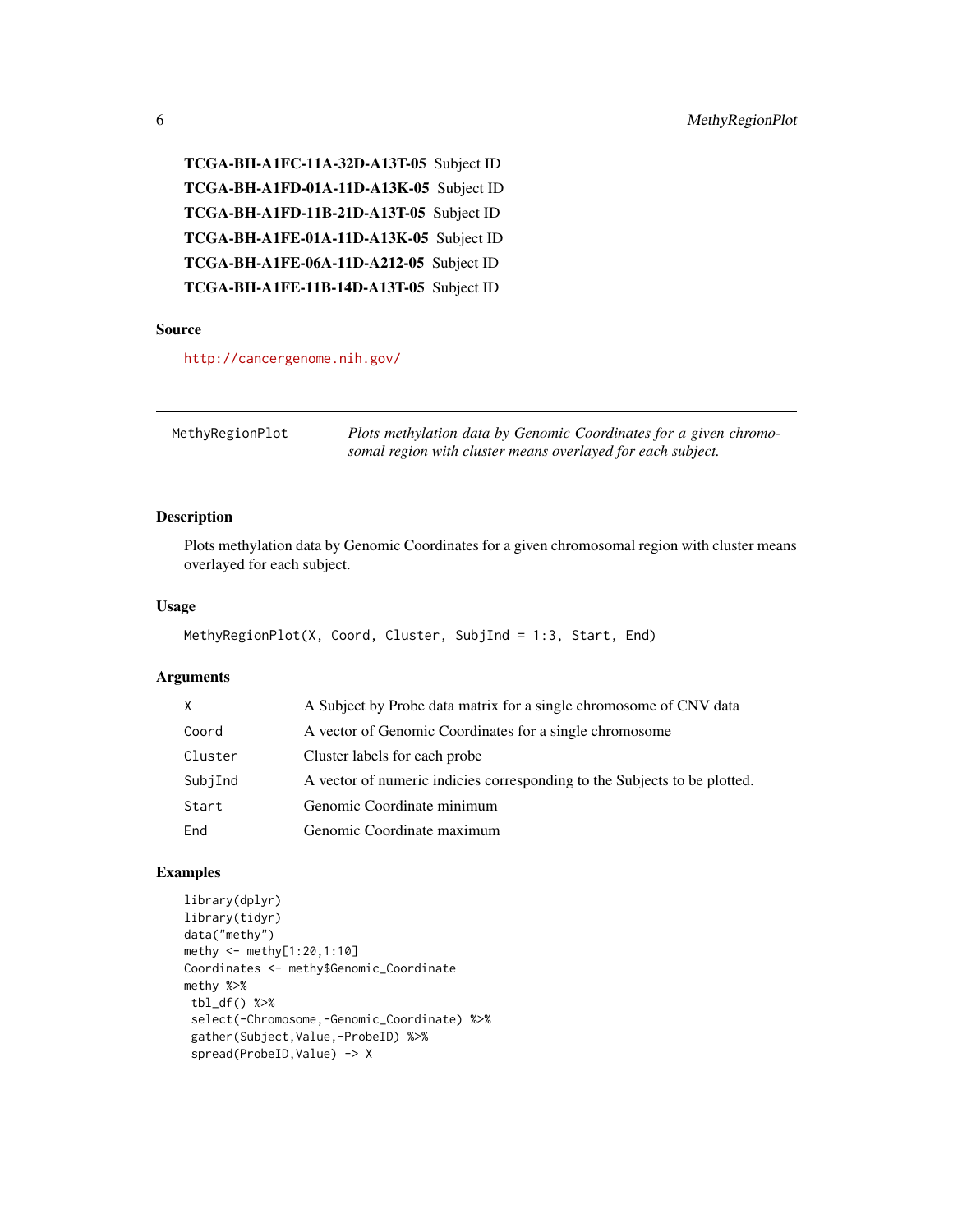**TCGA-BH-A1FC-11A-32D-A13T-05** Subject ID

**TCGA-BH-A1FD-01A-11D-A13K-05** Subject ID

**TCGA-BH-A1FD-11B-21D-A13T-05** Subject ID

**TCGA-BH-A1FE-01A-11D-A13K-05** Subject ID

**TCGA-BH-A1FE-06A-11D-A212-05** Subject ID

**TCGA-BH-A1FE-11B-14D-A13T-05** Subject ID

### Source

http://cancergenome.nih.gov/

---

## MethyRegionPlot

*Plots methylation data by Genomic Coordinates for a given chromosomal region with cluster means overlayed for each subject.*

---

### Description

Plots methylation data by Genomic Coordinates for a given chromosomal region with cluster means overlayed for each subject.

### Usage

```
MethyRegionPlot(X, Coord, Cluster, SubjInd = 1:3, Start, End)
```

### Arguments

| | |
|---|---|
| X | A Subject by Probe data matrix for a single chromosome of CNV data |
| Coord | A vector of Genomic Coordinates for a single chromosome |
| Cluster | Cluster labels for each probe |
| SubjInd | A vector of numeric indicies corresponding to the Subjects to be plotted. |
| Start | Genomic Coordinate minimum |
| End | Genomic Coordinate maximum |

### Examples

```
library(dplyr)
library(tidyr)
data("methy")
methy <- methy[1:20,1:10]
Coordinates <- methy$Genomic_Coordinate
methy %>%
 tbl_df() %>%
 select(-Chromosome,-Genomic_Coordinate) %>%
 gather(Subject,Value,-ProbeID) %>%
 spread(ProbeID,Value) -> X
```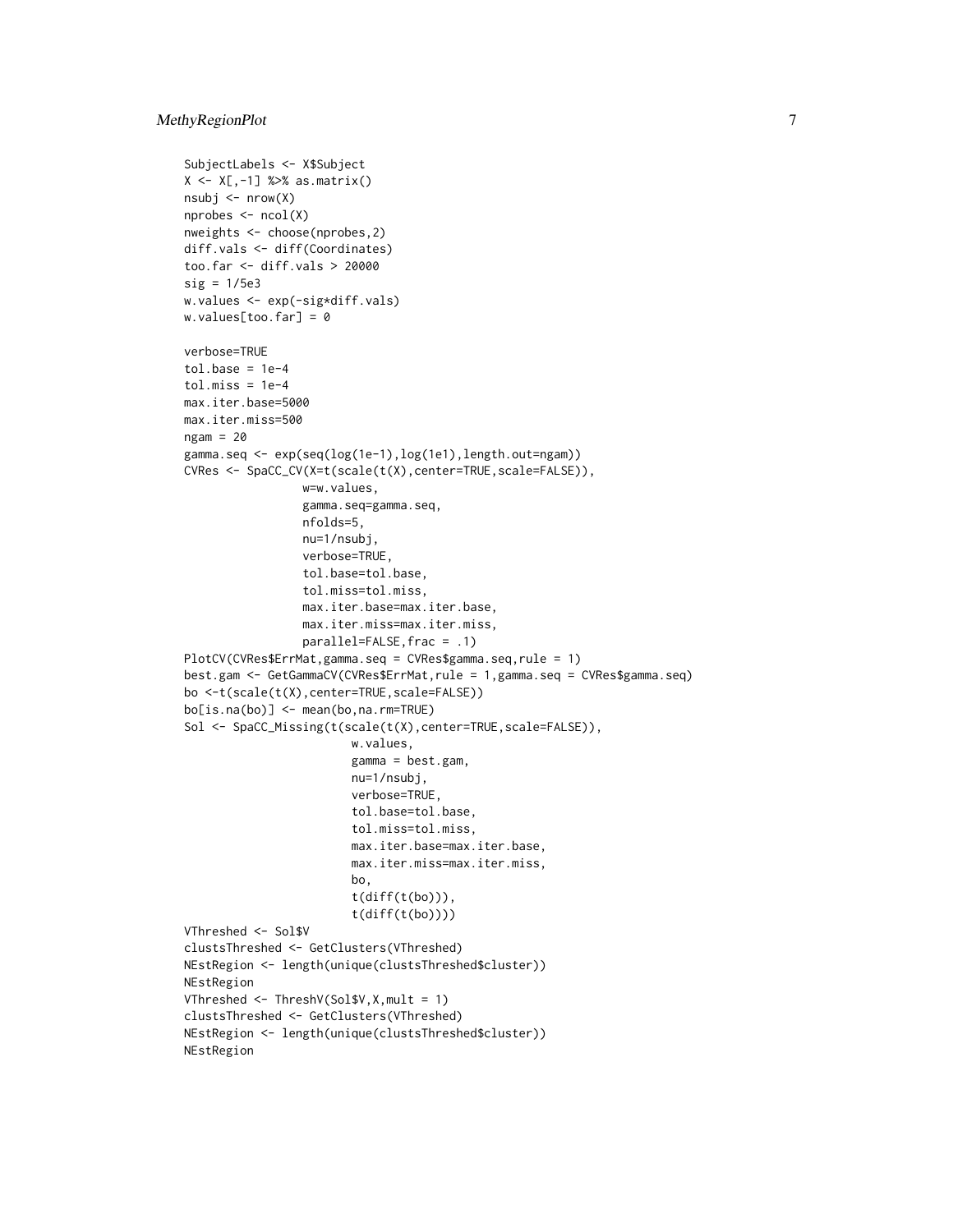```
SubjectLabels <- X$Subject
X <- X[,-1] %>% as.matrix()
nsubj <- nrow(X)
nprobes <- ncol(X)
nweights <- choose(nprobes,2)
diff.vals <- diff(Coordinates)
too.far <- diff.vals > 20000
sig = 1/5e3
w.values <- exp(-sig*diff.vals)
w.values[too.far] = 0

verbose=TRUE
tol.base = 1e-4
tol.miss = 1e-4
max.iter.base=5000
max.iter.miss=500
ngam = 20
gamma.seq <- exp(seq(log(1e-1),log(1e1),length.out=ngam))
CVRes <- SpaCC_CV(X=t(scale(t(X),center=TRUE,scale=FALSE)),
                 w=w.values,
                 gamma.seq=gamma.seq,
                 nfolds=5,
                 nu=1/nsubj,
                 verbose=TRUE,
                 tol.base=tol.base,
                 tol.miss=tol.miss,
                 max.iter.base=max.iter.base,
                 max.iter.miss=max.iter.miss,
                 parallel=FALSE,frac = .1)
PlotCV(CVRes$ErrMat,gamma.seq = CVRes$gamma.seq,rule = 1)
best.gam <- GetGammaCV(CVRes$ErrMat,rule = 1,gamma.seq = CVRes$gamma.seq)
bo <-t(scale(t(X),center=TRUE,scale=FALSE))
bo[is.na(bo)] <- mean(bo,na.rm=TRUE)
Sol <- SpaCC_Missing(t(scale(t(X),center=TRUE,scale=FALSE)),
                        w.values,
                        gamma = best.gam,
                        nu=1/nsubj,
                        verbose=TRUE,
                        tol.base=tol.base,
                        tol.miss=tol.miss,
                        max.iter.base=max.iter.base,
                        max.iter.miss=max.iter.miss,
                        bo,
                        t(diff(t(bo))),
                        t(diff(t(bo))))
VThreshed <- Sol$V
clustsThreshed <- GetClusters(VThreshed)
NEstRegion <- length(unique(clustsThreshed$cluster))
NEstRegion
VThreshed <- ThreshV(Sol$V,X,mult = 1)
clustsThreshed <- GetClusters(VThreshed)
NEstRegion <- length(unique(clustsThreshed$cluster))
NEstRegion
```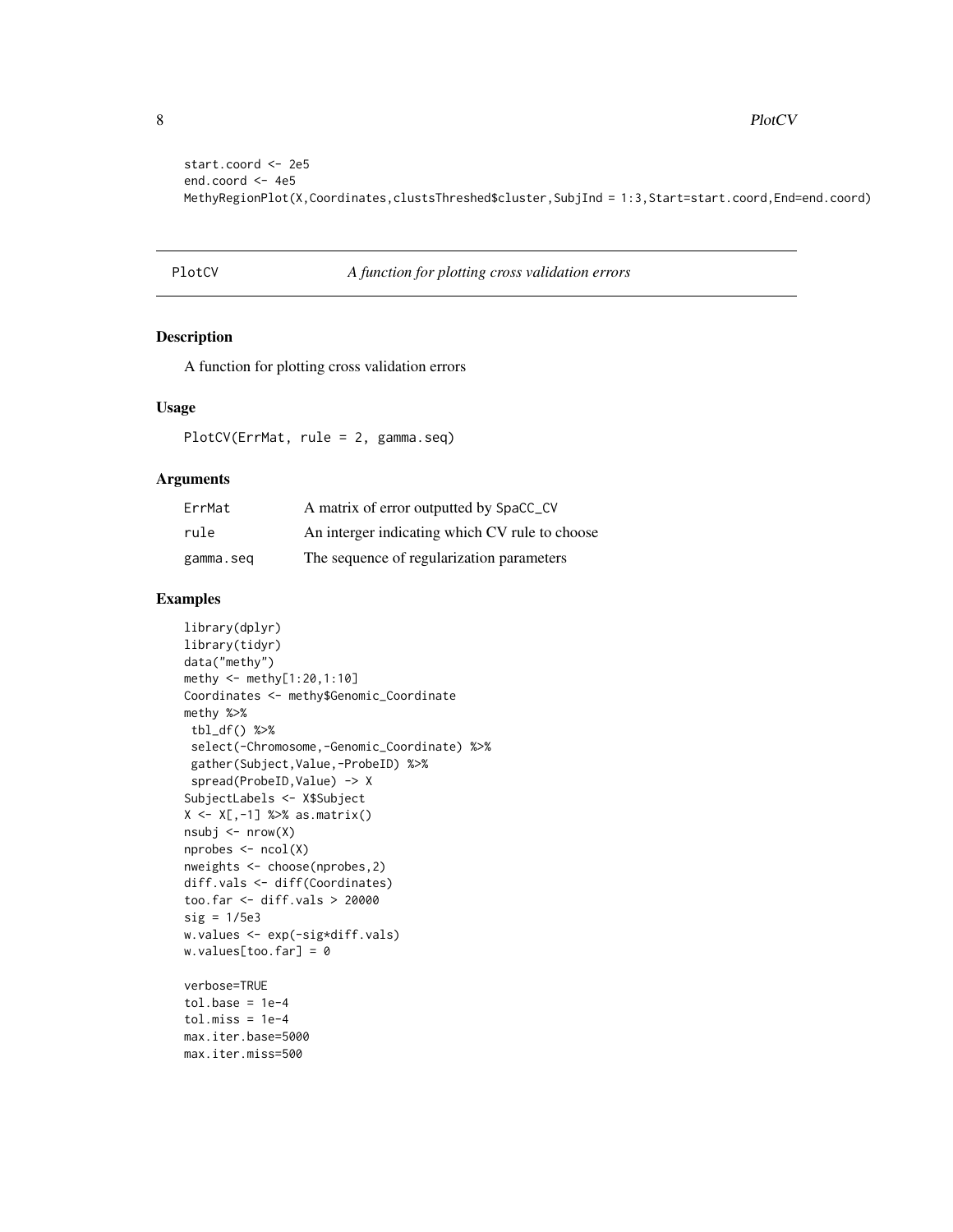```
start.coord <- 2e5
end.coord <- 4e5
MethyRegionPlot(X,Coordinates,clustsThreshed$cluster,SubjInd = 1:3,Start=start.coord,End=end.coord)
```

## PlotCV — *A function for plotting cross validation errors*

### Description

A function for plotting cross validation errors

### Usage

```
PlotCV(ErrMat, rule = 2, gamma.seq)
```

### Arguments

| | |
|---|---|
| ErrMat | A matrix of error outputted by SpaCC_CV |
| rule | An interger indicating which CV rule to choose |
| gamma.seq | The sequence of regularization parameters |

### Examples

```
library(dplyr)
library(tidyr)
data("methy")
methy <- methy[1:20,1:10]
Coordinates <- methy$Genomic_Coordinate
methy %>%
 tbl_df() %>%
 select(-Chromosome,-Genomic_Coordinate) %>%
 gather(Subject,Value,-ProbeID) %>%
 spread(ProbeID,Value) -> X
SubjectLabels <- X$Subject
X <- X[,-1] %>% as.matrix()
nsubj <- nrow(X)
nprobes <- ncol(X)
nweights <- choose(nprobes,2)
diff.vals <- diff(Coordinates)
too.far <- diff.vals > 20000
sig = 1/5e3
w.values <- exp(-sig*diff.vals)
w.values[too.far] = 0

verbose=TRUE
tol.base = 1e-4
tol.miss = 1e-4
max.iter.base=5000
max.iter.miss=500
```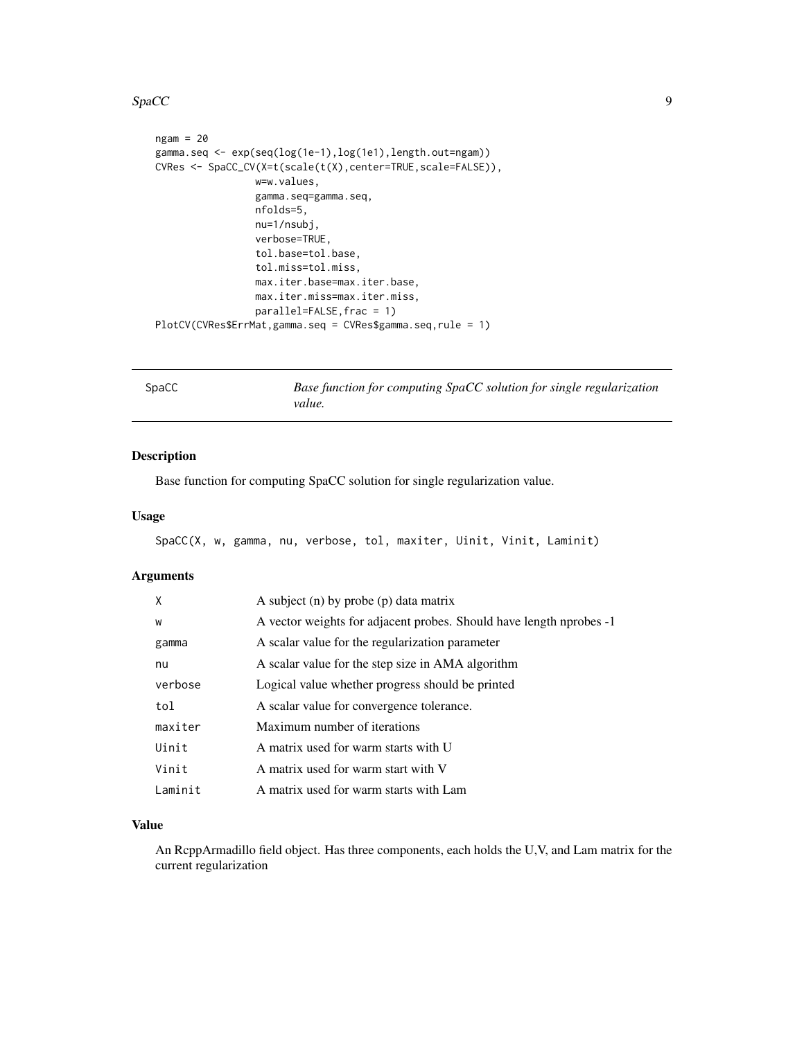```
ngam = 20
gamma.seq <- exp(seq(log(1e-1),log(1e1),length.out=ngam))
CVRes <- SpaCC_CV(X=t(scale(t(X),center=TRUE,scale=FALSE)),
                  w=w.values,
                  gamma.seq=gamma.seq,
                  nfolds=5,
                  nu=1/nsubj,
                  verbose=TRUE,
                  tol.base=tol.base,
                  tol.miss=tol.miss,
                  max.iter.base=max.iter.base,
                  max.iter.miss=max.iter.miss,
                  parallel=FALSE,frac = 1)
PlotCV(CVRes$ErrMat,gamma.seq = CVRes$gamma.seq,rule = 1)
```

## SpaCC — *Base function for computing SpaCC solution for single regularization value.*

### Description

Base function for computing SpaCC solution for single regularization value.

### Usage

```
SpaCC(X, w, gamma, nu, verbose, tol, maxiter, Uinit, Vinit, Laminit)
```

### Arguments

| | |
|---|---|
| X | A subject (n) by probe (p) data matrix |
| w | A vector weights for adjacent probes. Should have length nprobes -1 |
| gamma | A scalar value for the regularization parameter |
| nu | A scalar value for the step size in AMA algorithm |
| verbose | Logical value whether progress should be printed |
| tol | A scalar value for convergence tolerance. |
| maxiter | Maximum number of iterations |
| Uinit | A matrix used for warm starts with U |
| Vinit | A matrix used for warm start with V |
| Laminit | A matrix used for warm starts with Lam |

### Value

An RcppArmadillo field object. Has three components, each holds the U,V, and Lam matrix for the current regularization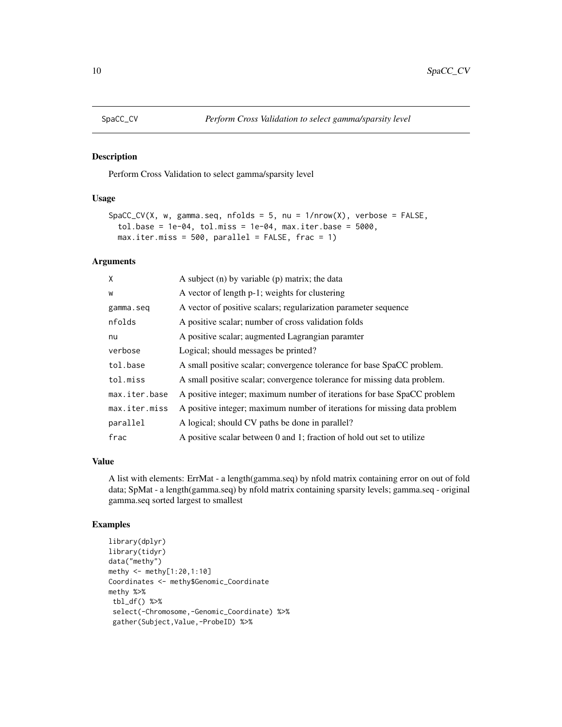# SpaCC_CV — *Perform Cross Validation to select gamma/sparsity level*

## Description

Perform Cross Validation to select gamma/sparsity level

## Usage

```
SpaCC_CV(X, w, gamma.seq, nfolds = 5, nu = 1/nrow(X), verbose = FALSE,
  tol.base = 1e-04, tol.miss = 1e-04, max.iter.base = 5000,
  max.iter.miss = 500, parallel = FALSE, frac = 1)
```

## Arguments

| | |
|---|---|
| X | A subject (n) by variable (p) matrix; the data |
| w | A vector of length p-1; weights for clustering |
| gamma.seq | A vector of positive scalars; regularization parameter sequence |
| nfolds | A positive scalar; number of cross validation folds |
| nu | A positive scalar; augmented Lagrangian paramter |
| verbose | Logical; should messages be printed? |
| tol.base | A small positive scalar; convergence tolerance for base SpaCC problem. |
| tol.miss | A small positive scalar; convergence tolerance for missing data problem. |
| max.iter.base | A positive integer; maximum number of iterations for base SpaCC problem |
| max.iter.miss | A positive integer; maximum number of iterations for missing data problem |
| parallel | A logical; should CV paths be done in parallel? |
| frac | A positive scalar between 0 and 1; fraction of hold out set to utilize |

## Value

A list with elements: ErrMat - a length(gamma.seq) by nfold matrix containing error on out of fold data; SpMat - a length(gamma.seq) by nfold matrix containing sparsity levels; gamma.seq - original gamma.seq sorted largest to smallest

## Examples

```
library(dplyr)
library(tidyr)
data("methy")
methy <- methy[1:20,1:10]
Coordinates <- methy$Genomic_Coordinate
methy %>%
 tbl_df() %>%
 select(-Chromosome,-Genomic_Coordinate) %>%
 gather(Subject,Value,-ProbeID) %>%
```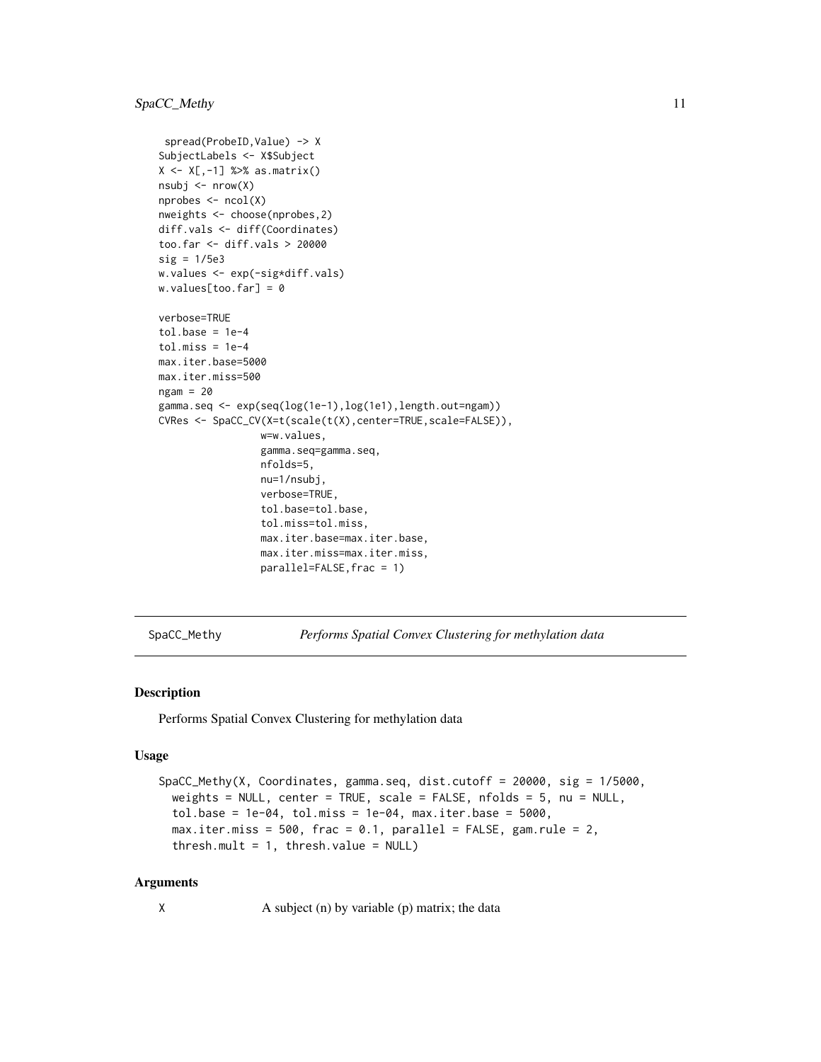```
 spread(ProbeID,Value) -> X
SubjectLabels <- X$Subject
X <- X[,-1] %>% as.matrix()
nsubj <- nrow(X)
nprobes <- ncol(X)
nweights <- choose(nprobes,2)
diff.vals <- diff(Coordinates)
too.far <- diff.vals > 20000
sig = 1/5e3
w.values <- exp(-sig*diff.vals)
w.values[too.far] = 0

verbose=TRUE
tol.base = 1e-4
tol.miss = 1e-4
max.iter.base=5000
max.iter.miss=500
ngam = 20
gamma.seq <- exp(seq(log(1e-1),log(1e1),length.out=ngam))
CVRes <- SpaCC_CV(X=t(scale(t(X),center=TRUE,scale=FALSE)),
                 w=w.values,
                 gamma.seq=gamma.seq,
                 nfolds=5,
                 nu=1/nsubj,
                 verbose=TRUE,
                 tol.base=tol.base,
                 tol.miss=tol.miss,
                 max.iter.base=max.iter.base,
                 max.iter.miss=max.iter.miss,
                 parallel=FALSE,frac = 1)
```

---

`SpaCC_Methy` *Performs Spatial Convex Clustering for methylation data*

---

### Description

Performs Spatial Convex Clustering for methylation data

### Usage

```
SpaCC_Methy(X, Coordinates, gamma.seq, dist.cutoff = 20000, sig = 1/5000,
  weights = NULL, center = TRUE, scale = FALSE, nfolds = 5, nu = NULL,
  tol.base = 1e-04, tol.miss = 1e-04, max.iter.base = 5000,
  max.iter.miss = 500, frac = 0.1, parallel = FALSE, gam.rule = 2,
  thresh.mult = 1, thresh.value = NULL)
```

### Arguments

| | |
|---|---|
| X | A subject (n) by variable (p) matrix; the data |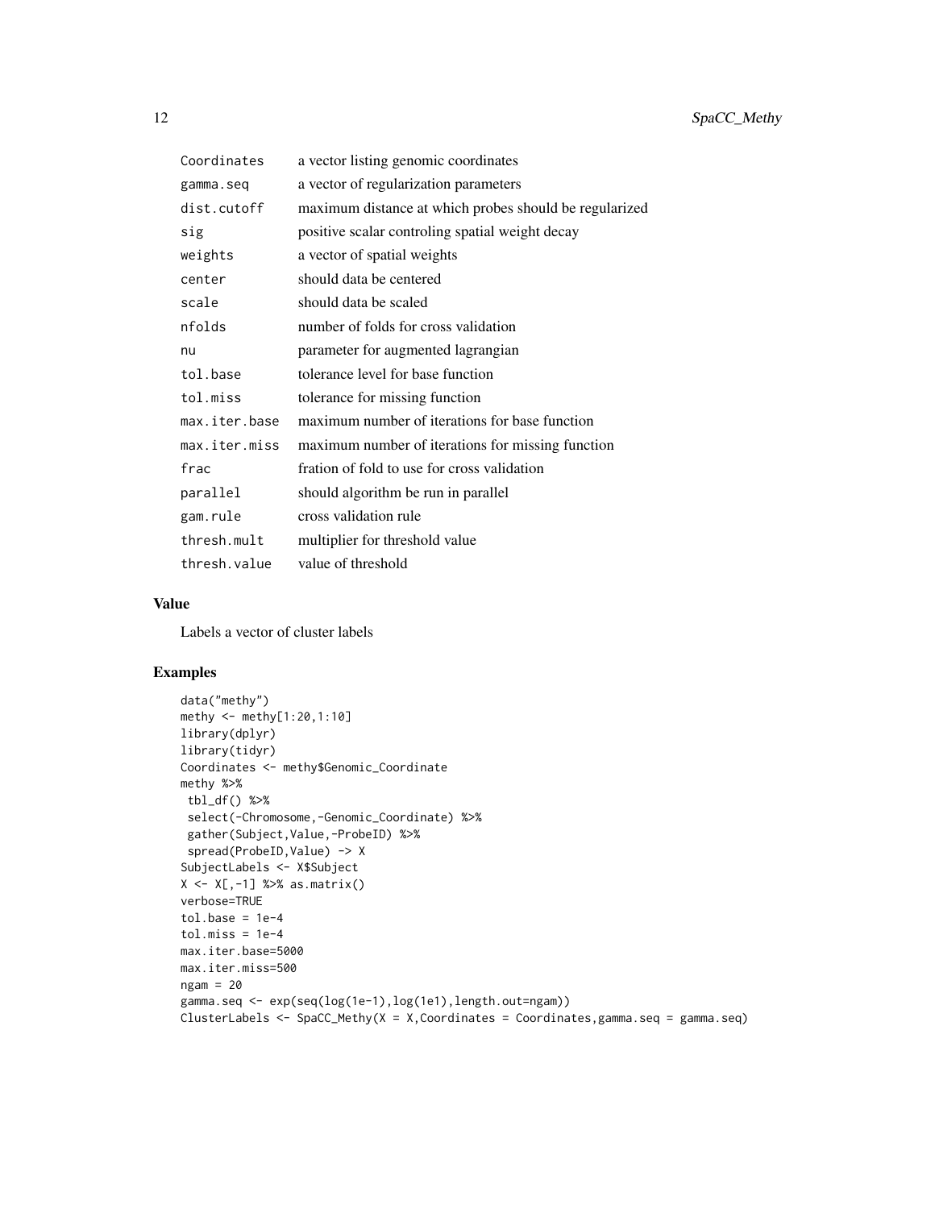| | |
|---|---|
| Coordinates | a vector listing genomic coordinates |
| gamma.seq | a vector of regularization parameters |
| dist.cutoff | maximum distance at which probes should be regularized |
| sig | positive scalar controling spatial weight decay |
| weights | a vector of spatial weights |
| center | should data be centered |
| scale | should data be scaled |
| nfolds | number of folds for cross validation |
| nu | parameter for augmented lagrangian |
| tol.base | tolerance level for base function |
| tol.miss | tolerance for missing function |
| max.iter.base | maximum number of iterations for base function |
| max.iter.miss | maximum number of iterations for missing function |
| frac | fration of fold to use for cross validation |
| parallel | should algorithm be run in parallel |
| gam.rule | cross validation rule |
| thresh.mult | multiplier for threshold value |
| thresh.value | value of threshold |

## Value

Labels a vector of cluster labels

## Examples

```
data("methy")
methy <- methy[1:20,1:10]
library(dplyr)
library(tidyr)
Coordinates <- methy$Genomic_Coordinate
methy %>%
 tbl_df() %>%
 select(-Chromosome,-Genomic_Coordinate) %>%
 gather(Subject,Value,-ProbeID) %>%
 spread(ProbeID,Value) -> X
SubjectLabels <- X$Subject
X <- X[,-1] %>% as.matrix()
verbose=TRUE
tol.base = 1e-4
tol.miss = 1e-4
max.iter.base=5000
max.iter.miss=500
ngam = 20
gamma.seq <- exp(seq(log(1e-1),log(1e1),length.out=ngam))
ClusterLabels <- SpaCC_Methy(X = X,Coordinates = Coordinates,gamma.seq = gamma.seq)
```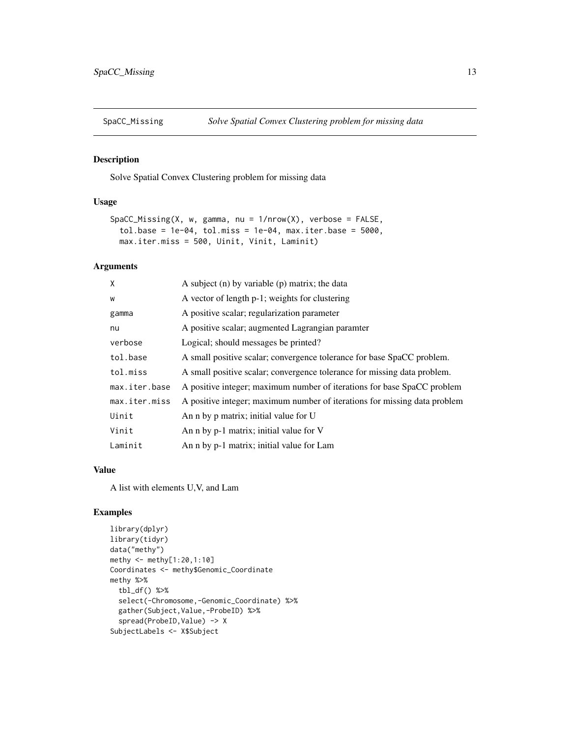## SpaCC_Missing — *Solve Spatial Convex Clustering problem for missing data*

### Description

Solve Spatial Convex Clustering problem for missing data

### Usage

```
SpaCC_Missing(X, w, gamma, nu = 1/nrow(X), verbose = FALSE,
  tol.base = 1e-04, tol.miss = 1e-04, max.iter.base = 5000,
  max.iter.miss = 500, Uinit, Vinit, Laminit)
```

### Arguments

| | |
|---|---|
| `X` | A subject (n) by variable (p) matrix; the data |
| `w` | A vector of length p-1; weights for clustering |
| `gamma` | A positive scalar; regularization parameter |
| `nu` | A positive scalar; augmented Lagrangian paramter |
| `verbose` | Logical; should messages be printed? |
| `tol.base` | A small positive scalar; convergence tolerance for base SpaCC problem. |
| `tol.miss` | A small positive scalar; convergence tolerance for missing data problem. |
| `max.iter.base` | A positive integer; maximum number of iterations for base SpaCC problem |
| `max.iter.miss` | A positive integer; maximum number of iterations for missing data problem |
| `Uinit` | An n by p matrix; initial value for U |
| `Vinit` | An n by p-1 matrix; initial value for V |
| `Laminit` | An n by p-1 matrix; initial value for Lam |

### Value

A list with elements U,V, and Lam

### Examples

```
library(dplyr)
library(tidyr)
data("methy")
methy <- methy[1:20,1:10]
Coordinates <- methy$Genomic_Coordinate
methy %>%
  tbl_df() %>%
  select(-Chromosome,-Genomic_Coordinate) %>%
  gather(Subject,Value,-ProbeID) %>%
  spread(ProbeID,Value) -> X
SubjectLabels <- X$Subject
```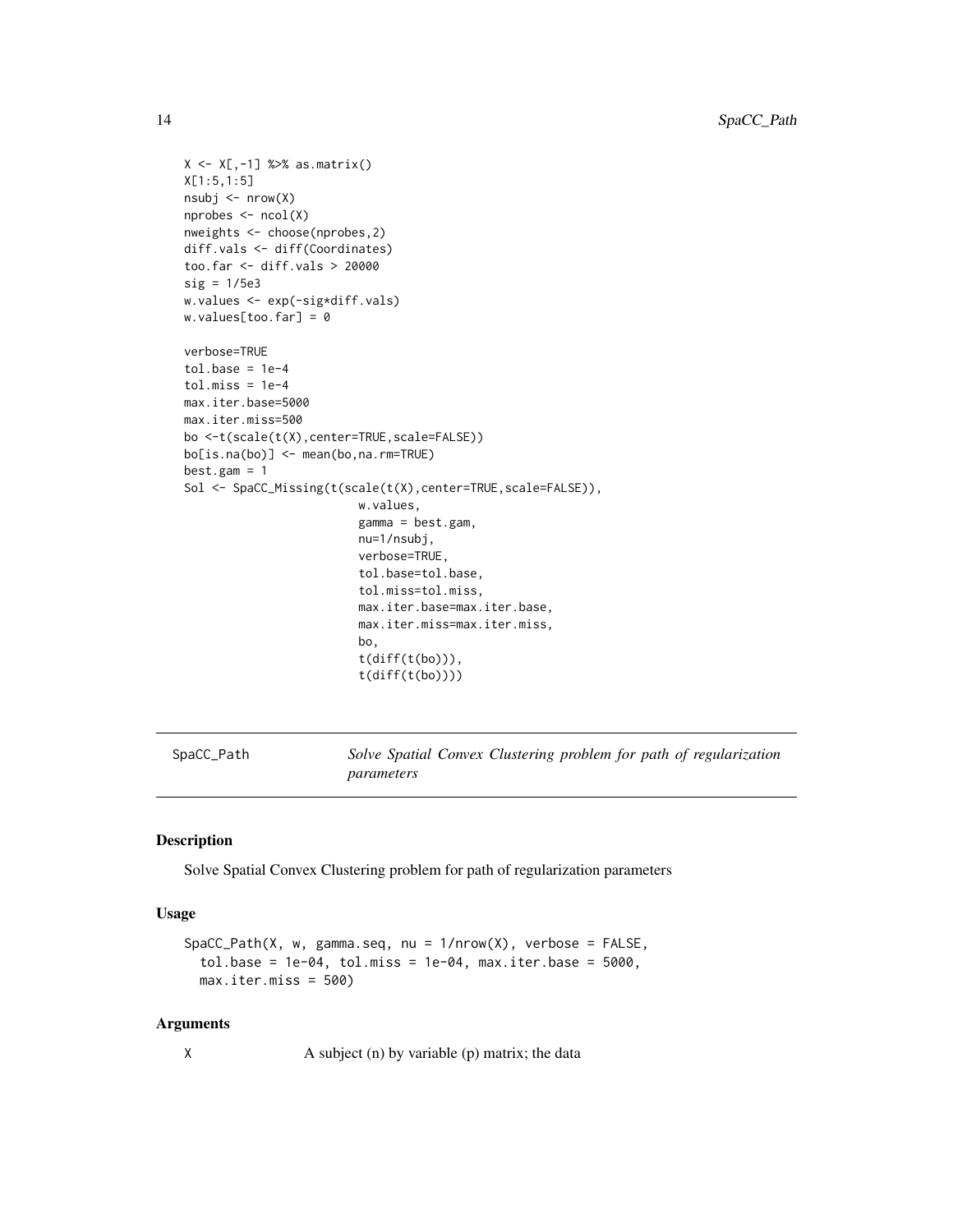```
X <- X[,-1] %>% as.matrix()
X[1:5,1:5]
nsubj <- nrow(X)
nprobes <- ncol(X)
nweights <- choose(nprobes,2)
diff.vals <- diff(Coordinates)
too.far <- diff.vals > 20000
sig = 1/5e3
w.values <- exp(-sig*diff.vals)
w.values[too.far] = 0

verbose=TRUE
tol.base = 1e-4
tol.miss = 1e-4
max.iter.base=5000
max.iter.miss=500
bo <-t(scale(t(X),center=TRUE,scale=FALSE))
bo[is.na(bo)] <- mean(bo,na.rm=TRUE)
best.gam = 1
Sol <- SpaCC_Missing(t(scale(t(X),center=TRUE,scale=FALSE)),
                         w.values,
                         gamma = best.gam,
                         nu=1/nsubj,
                         verbose=TRUE,
                         tol.base=tol.base,
                         tol.miss=tol.miss,
                         max.iter.base=max.iter.base,
                         max.iter.miss=max.iter.miss,
                         bo,
                         t(diff(t(bo))),
                         t(diff(t(bo))))
```

---

## SpaCC_Path — *Solve Spatial Convex Clustering problem for path of regularization parameters*

---

### Description

Solve Spatial Convex Clustering problem for path of regularization parameters

### Usage

```
SpaCC_Path(X, w, gamma.seq, nu = 1/nrow(X), verbose = FALSE,
  tol.base = 1e-04, tol.miss = 1e-04, max.iter.base = 5000,
  max.iter.miss = 500)
```

### Arguments

`X` A subject (n) by variable (p) matrix; the data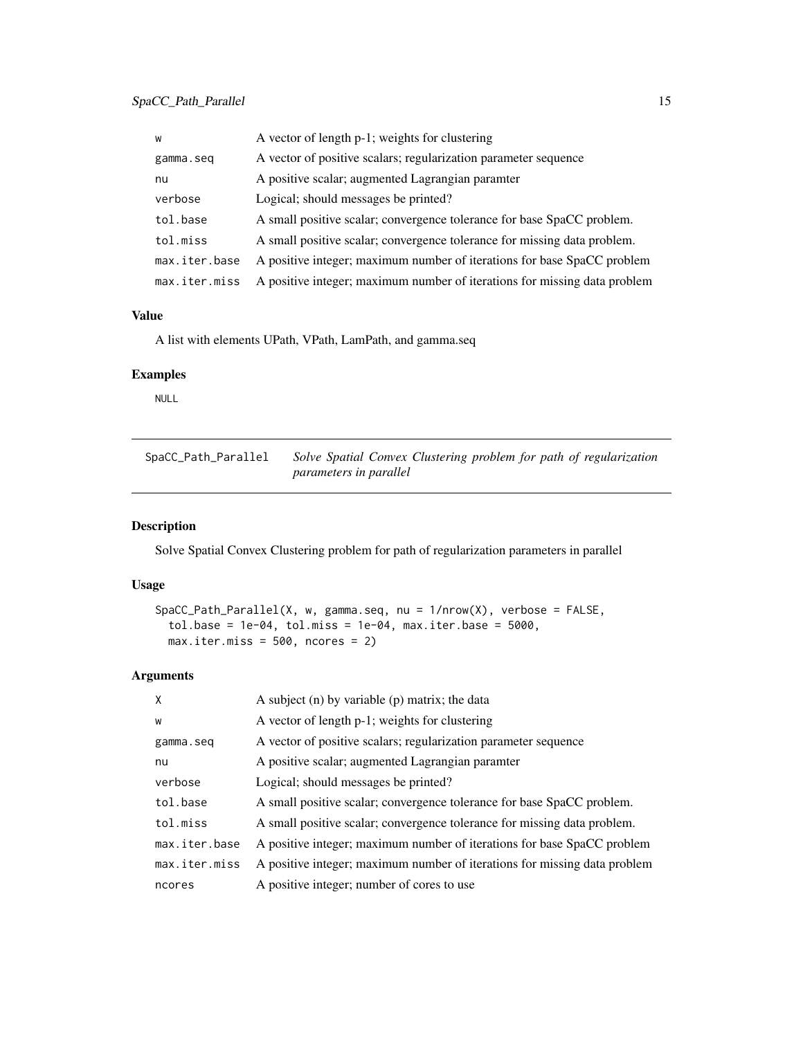| | |
|---|---|
| w | A vector of length p-1; weights for clustering |
| gamma.seq | A vector of positive scalars; regularization parameter sequence |
| nu | A positive scalar; augmented Lagrangian paramter |
| verbose | Logical; should messages be printed? |
| tol.base | A small positive scalar; convergence tolerance for base SpaCC problem. |
| tol.miss | A small positive scalar; convergence tolerance for missing data problem. |
| max.iter.base | A positive integer; maximum number of iterations for base SpaCC problem |
| max.iter.miss | A positive integer; maximum number of iterations for missing data problem |

### Value

A list with elements UPath, VPath, LamPath, and gamma.seq

### Examples

```
NULL
```

---

## SpaCC_Path_Parallel — *Solve Spatial Convex Clustering problem for path of regularization parameters in parallel*

---

### Description

Solve Spatial Convex Clustering problem for path of regularization parameters in parallel

### Usage

```
SpaCC_Path_Parallel(X, w, gamma.seq, nu = 1/nrow(X), verbose = FALSE,
  tol.base = 1e-04, tol.miss = 1e-04, max.iter.base = 5000,
  max.iter.miss = 500, ncores = 2)
```

### Arguments

| | |
|---|---|
| X | A subject (n) by variable (p) matrix; the data |
| w | A vector of length p-1; weights for clustering |
| gamma.seq | A vector of positive scalars; regularization parameter sequence |
| nu | A positive scalar; augmented Lagrangian paramter |
| verbose | Logical; should messages be printed? |
| tol.base | A small positive scalar; convergence tolerance for base SpaCC problem. |
| tol.miss | A small positive scalar; convergence tolerance for missing data problem. |
| max.iter.base | A positive integer; maximum number of iterations for base SpaCC problem |
| max.iter.miss | A positive integer; maximum number of iterations for missing data problem |
| ncores | A positive integer; number of cores to use |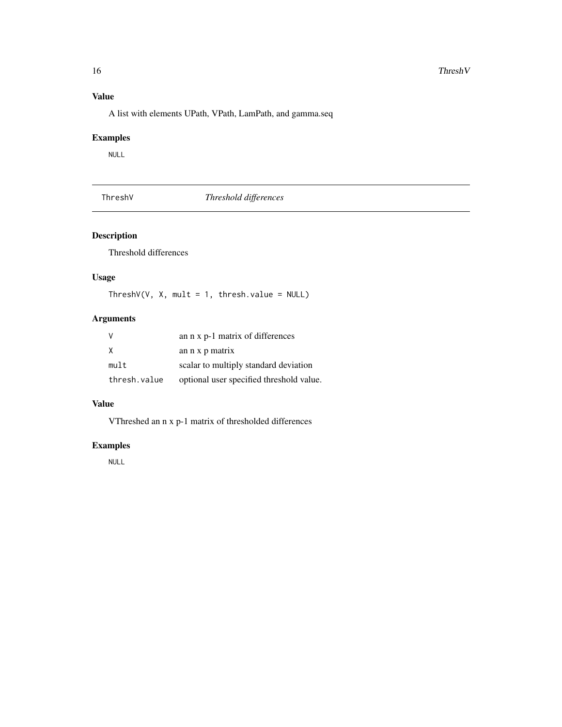## Value

A list with elements UPath, VPath, LamPath, and gamma.seq

## Examples

```
NULL
```

---

# ThreshV *Threshold differences*

## Description

Threshold differences

## Usage

```
ThreshV(V, X, mult = 1, thresh.value = NULL)
```

## Arguments

| | |
|---|---|
| V | an n x p-1 matrix of differences |
| X | an n x p matrix |
| mult | scalar to multiply standard deviation |
| thresh.value | optional user specified threshold value. |

## Value

VThreshed an n x p-1 matrix of thresholded differences

## Examples

```
NULL
```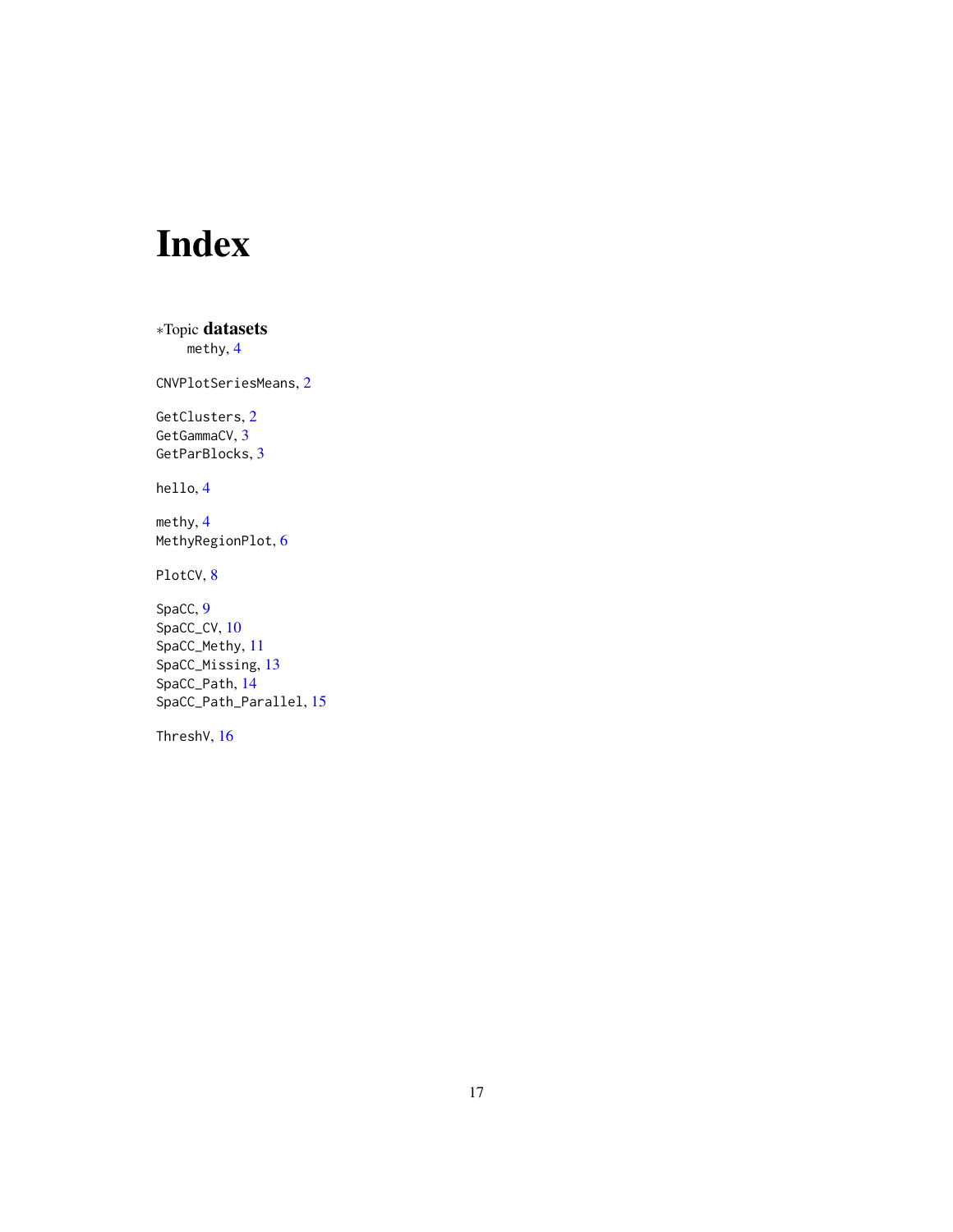# Index

∗Topic **datasets**

methy, 4

CNVPlotSeriesMeans, 2

GetClusters, 2
GetGammaCV, 3
GetParBlocks, 3

hello, 4

methy, 4
MethyRegionPlot, 6

PlotCV, 8

SpaCC, 9
SpaCC_CV, 10
SpaCC_Methy, 11
SpaCC_Missing, 13
SpaCC_Path, 14
SpaCC_Path_Parallel, 15

ThreshV, 16